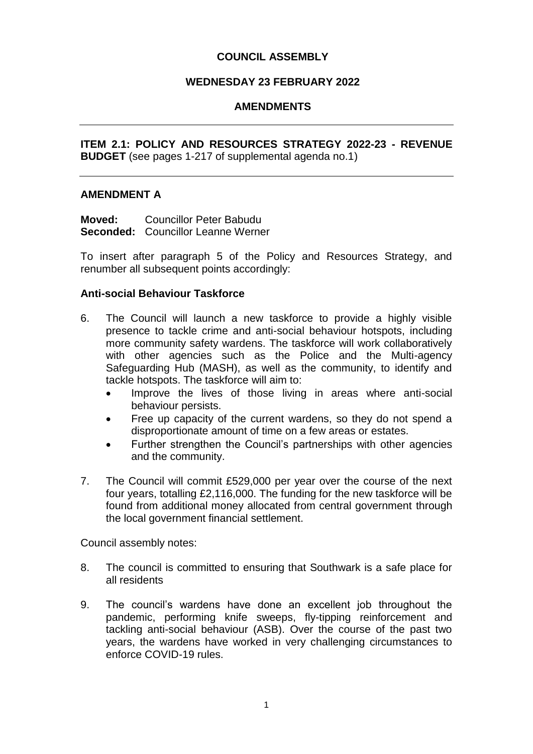**COUNCIL ASSEMBLY**

**WEDNESDAY 23 FEBRUARY 2022**

**AMENDMENTS**

---

**ITEM 2.1: POLICY AND RESOURCES STRATEGY 2022-23 - REVENUE BUDGET** (see pages 1-217 of supplemental agenda no.1)

---

**AMENDMENT A**

**Moved:** Councillor Peter Babudu
**Seconded:** Councillor Leanne Werner

To insert after paragraph 5 of the Policy and Resources Strategy, and renumber all subsequent points accordingly:

**Anti-social Behaviour Taskforce**

6. The Council will launch a new taskforce to provide a highly visible presence to tackle crime and anti-social behaviour hotspots, including more community safety wardens. The taskforce will work collaboratively with other agencies such as the Police and the Multi-agency Safeguarding Hub (MASH), as well as the community, to identify and tackle hotspots. The taskforce will aim to:
   - Improve the lives of those living in areas where anti-social behaviour persists.
   - Free up capacity of the current wardens, so they do not spend a disproportionate amount of time on a few areas or estates.
   - Further strengthen the Council's partnerships with other agencies and the community.

7. The Council will commit £529,000 per year over the course of the next four years, totalling £2,116,000. The funding for the new taskforce will be found from additional money allocated from central government through the local government financial settlement.

Council assembly notes:

8. The council is committed to ensuring that Southwark is a safe place for all residents

9. The council's wardens have done an excellent job throughout the pandemic, performing knife sweeps, fly-tipping reinforcement and tackling anti-social behaviour (ASB). Over the course of the past two years, the wardens have worked in very challenging circumstances to enforce COVID-19 rules.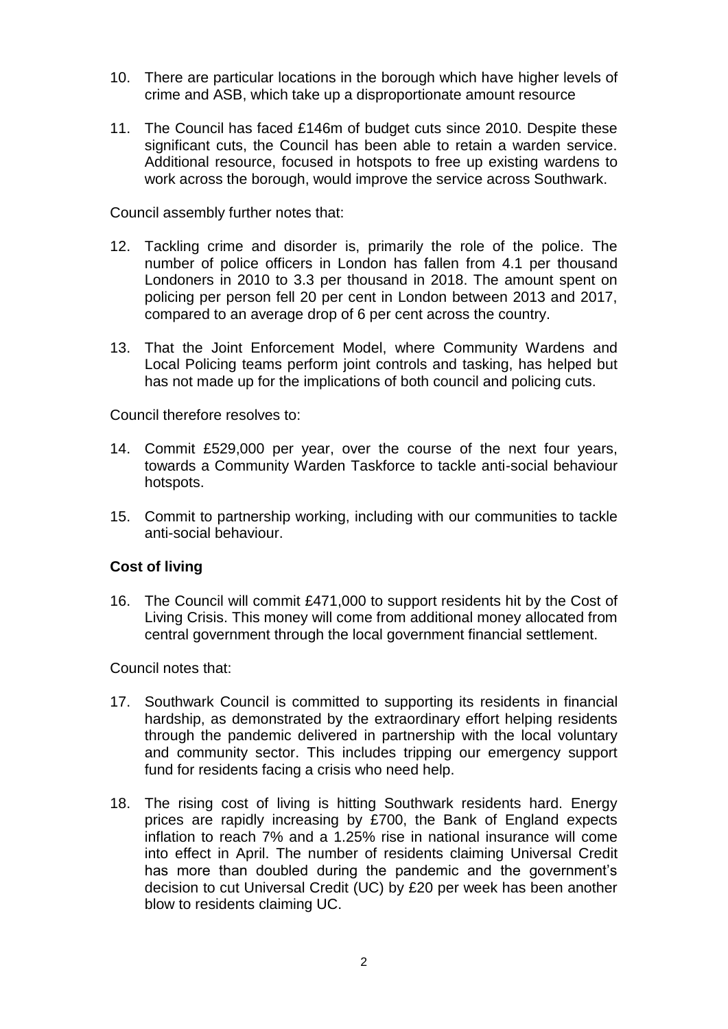10. There are particular locations in the borough which have higher levels of crime and ASB, which take up a disproportionate amount resource

11. The Council has faced £146m of budget cuts since 2010. Despite these significant cuts, the Council has been able to retain a warden service. Additional resource, focused in hotspots to free up existing wardens to work across the borough, would improve the service across Southwark.

Council assembly further notes that:

12. Tackling crime and disorder is, primarily the role of the police. The number of police officers in London has fallen from 4.1 per thousand Londoners in 2010 to 3.3 per thousand in 2018. The amount spent on policing per person fell 20 per cent in London between 2013 and 2017, compared to an average drop of 6 per cent across the country.

13. That the Joint Enforcement Model, where Community Wardens and Local Policing teams perform joint controls and tasking, has helped but has not made up for the implications of both council and policing cuts.

Council therefore resolves to:

14. Commit £529,000 per year, over the course of the next four years, towards a Community Warden Taskforce to tackle anti-social behaviour hotspots.

15. Commit to partnership working, including with our communities to tackle anti-social behaviour.

**Cost of living**

16. The Council will commit £471,000 to support residents hit by the Cost of Living Crisis. This money will come from additional money allocated from central government through the local government financial settlement.

Council notes that:

17. Southwark Council is committed to supporting its residents in financial hardship, as demonstrated by the extraordinary effort helping residents through the pandemic delivered in partnership with the local voluntary and community sector. This includes tripping our emergency support fund for residents facing a crisis who need help.

18. The rising cost of living is hitting Southwark residents hard. Energy prices are rapidly increasing by £700, the Bank of England expects inflation to reach 7% and a 1.25% rise in national insurance will come into effect in April. The number of residents claiming Universal Credit has more than doubled during the pandemic and the government's decision to cut Universal Credit (UC) by £20 per week has been another blow to residents claiming UC.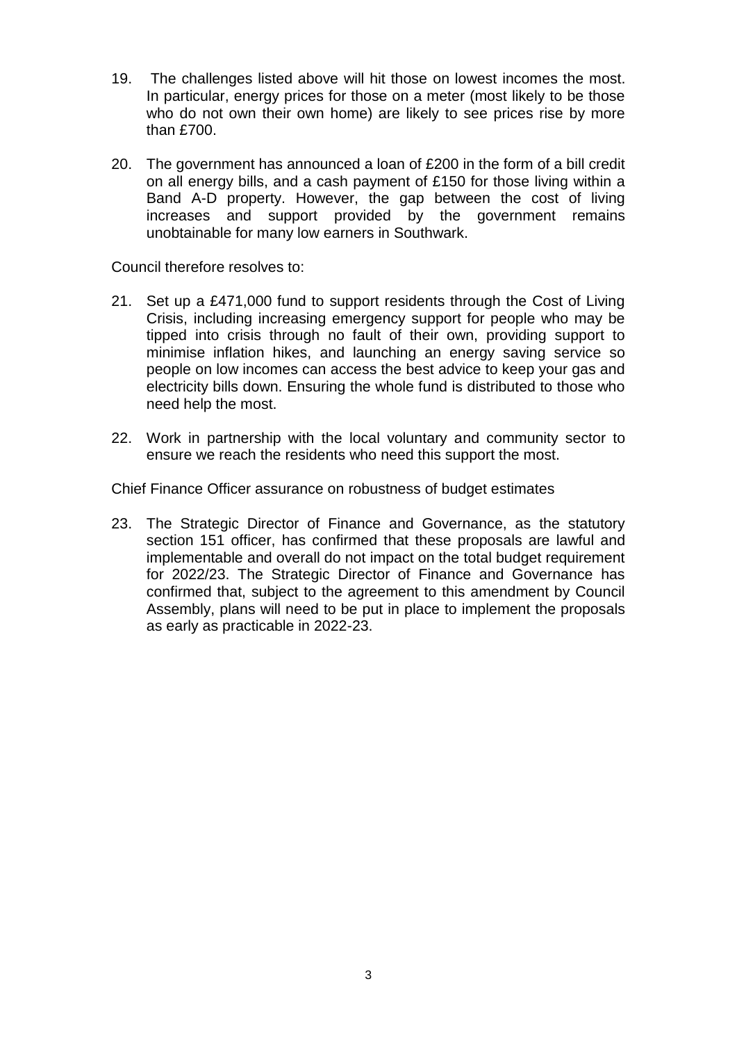19. The challenges listed above will hit those on lowest incomes the most. In particular, energy prices for those on a meter (most likely to be those who do not own their own home) are likely to see prices rise by more than £700.

20. The government has announced a loan of £200 in the form of a bill credit on all energy bills, and a cash payment of £150 for those living within a Band A-D property. However, the gap between the cost of living increases and support provided by the government remains unobtainable for many low earners in Southwark.

Council therefore resolves to:

21. Set up a £471,000 fund to support residents through the Cost of Living Crisis, including increasing emergency support for people who may be tipped into crisis through no fault of their own, providing support to minimise inflation hikes, and launching an energy saving service so people on low incomes can access the best advice to keep your gas and electricity bills down. Ensuring the whole fund is distributed to those who need help the most.

22. Work in partnership with the local voluntary and community sector to ensure we reach the residents who need this support the most.

Chief Finance Officer assurance on robustness of budget estimates

23. The Strategic Director of Finance and Governance, as the statutory section 151 officer, has confirmed that these proposals are lawful and implementable and overall do not impact on the total budget requirement for 2022/23. The Strategic Director of Finance and Governance has confirmed that, subject to the agreement to this amendment by Council Assembly, plans will need to be put in place to implement the proposals as early as practicable in 2022-23.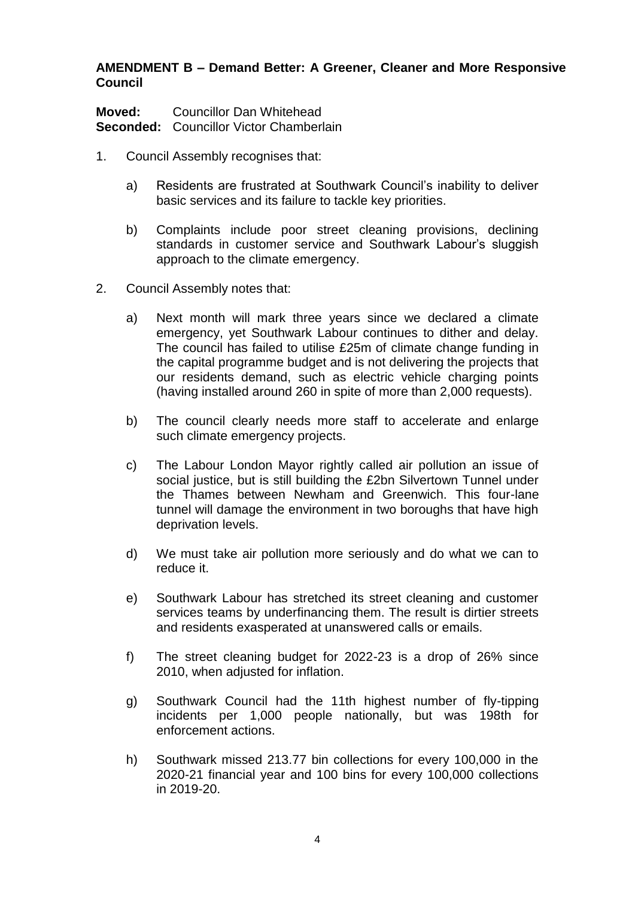**AMENDMENT B – Demand Better: A Greener, Cleaner and More Responsive Council**

**Moved:** Councillor Dan Whitehead
**Seconded:** Councillor Victor Chamberlain

1. Council Assembly recognises that:

   a) Residents are frustrated at Southwark Council's inability to deliver basic services and its failure to tackle key priorities.

   b) Complaints include poor street cleaning provisions, declining standards in customer service and Southwark Labour's sluggish approach to the climate emergency.

2. Council Assembly notes that:

   a) Next month will mark three years since we declared a climate emergency, yet Southwark Labour continues to dither and delay. The council has failed to utilise £25m of climate change funding in the capital programme budget and is not delivering the projects that our residents demand, such as electric vehicle charging points (having installed around 260 in spite of more than 2,000 requests).

   b) The council clearly needs more staff to accelerate and enlarge such climate emergency projects.

   c) The Labour London Mayor rightly called air pollution an issue of social justice, but is still building the £2bn Silvertown Tunnel under the Thames between Newham and Greenwich. This four-lane tunnel will damage the environment in two boroughs that have high deprivation levels.

   d) We must take air pollution more seriously and do what we can to reduce it.

   e) Southwark Labour has stretched its street cleaning and customer services teams by underfinancing them. The result is dirtier streets and residents exasperated at unanswered calls or emails.

   f) The street cleaning budget for 2022-23 is a drop of 26% since 2010, when adjusted for inflation.

   g) Southwark Council had the 11th highest number of fly-tipping incidents per 1,000 people nationally, but was 198th for enforcement actions.

   h) Southwark missed 213.77 bin collections for every 100,000 in the 2020-21 financial year and 100 bins for every 100,000 collections in 2019-20.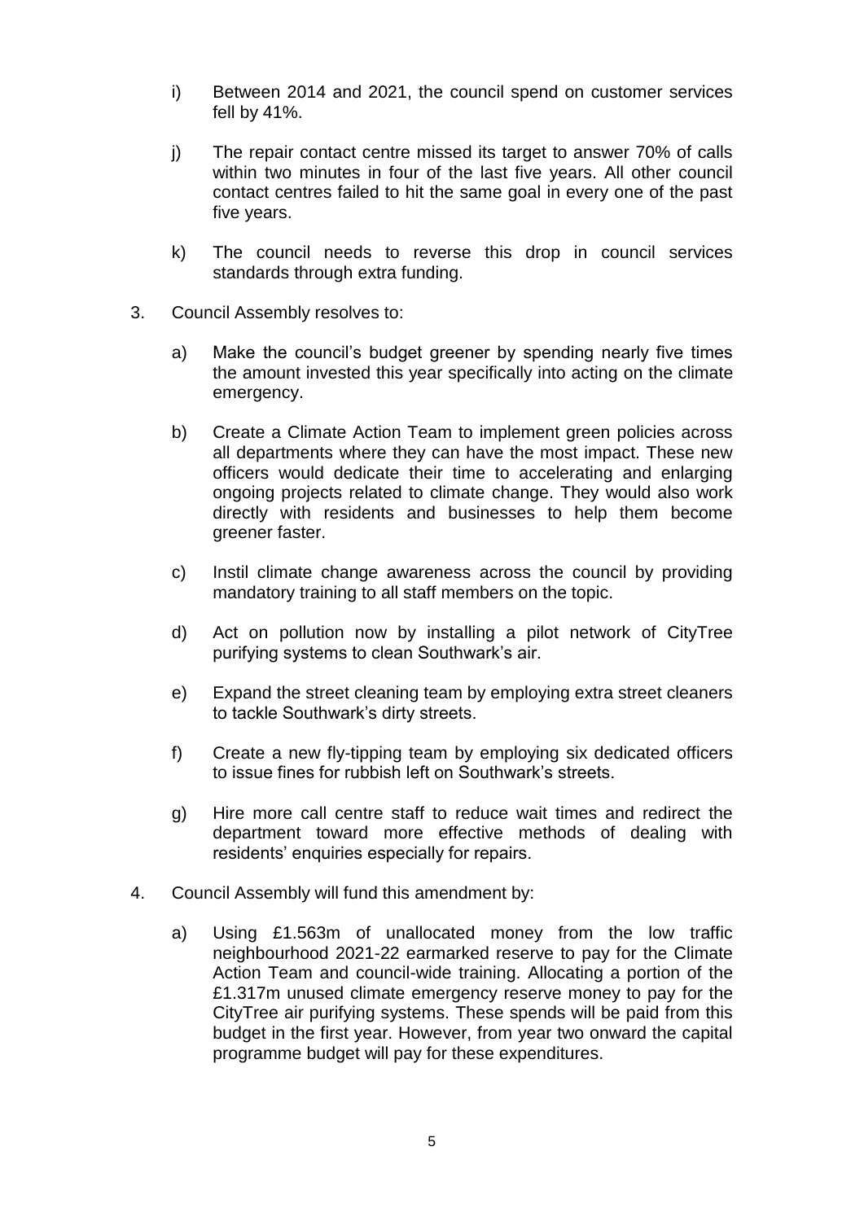i) Between 2014 and 2021, the council spend on customer services fell by 41%.

j) The repair contact centre missed its target to answer 70% of calls within two minutes in four of the last five years. All other council contact centres failed to hit the same goal in every one of the past five years.

k) The council needs to reverse this drop in council services standards through extra funding.

3. Council Assembly resolves to:

   a) Make the council's budget greener by spending nearly five times the amount invested this year specifically into acting on the climate emergency.

   b) Create a Climate Action Team to implement green policies across all departments where they can have the most impact. These new officers would dedicate their time to accelerating and enlarging ongoing projects related to climate change. They would also work directly with residents and businesses to help them become greener faster.

   c) Instil climate change awareness across the council by providing mandatory training to all staff members on the topic.

   d) Act on pollution now by installing a pilot network of CityTree purifying systems to clean Southwark's air.

   e) Expand the street cleaning team by employing extra street cleaners to tackle Southwark's dirty streets.

   f) Create a new fly-tipping team by employing six dedicated officers to issue fines for rubbish left on Southwark's streets.

   g) Hire more call centre staff to reduce wait times and redirect the department toward more effective methods of dealing with residents' enquiries especially for repairs.

4. Council Assembly will fund this amendment by:

   a) Using £1.563m of unallocated money from the low traffic neighbourhood 2021-22 earmarked reserve to pay for the Climate Action Team and council-wide training. Allocating a portion of the £1.317m unused climate emergency reserve money to pay for the CityTree air purifying systems. These spends will be paid from this budget in the first year. However, from year two onward the capital programme budget will pay for these expenditures.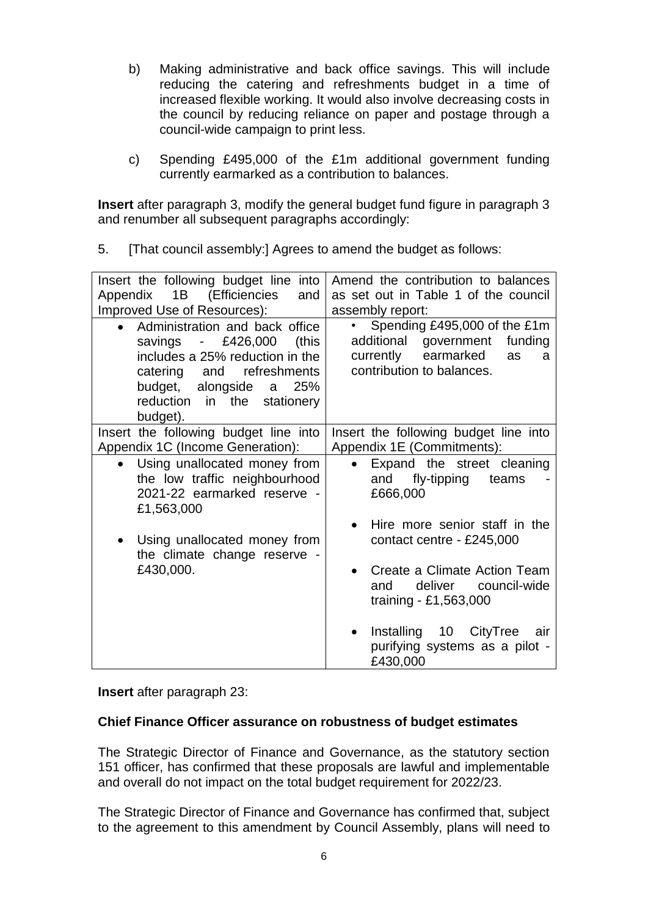b) Making administrative and back office savings. This will include reducing the catering and refreshments budget in a time of increased flexible working. It would also involve decreasing costs in the council by reducing reliance on paper and postage through a council-wide campaign to print less.

c) Spending £495,000 of the £1m additional government funding currently earmarked as a contribution to balances.

**Insert** after paragraph 3, modify the general budget fund figure in paragraph 3 and renumber all subsequent paragraphs accordingly:

5. [That council assembly:] Agrees to amend the budget as follows:

| Insert the following budget line into Appendix 1B (Efficiencies and Improved Use of Resources): | Amend the contribution to balances as set out in Table 1 of the council assembly report: |
|---|---|
| • Administration and back office savings - £426,000 (this includes a 25% reduction in the catering and refreshments budget, alongside a 25% reduction in the stationery budget). | • Spending £495,000 of the £1m additional government funding currently earmarked as a contribution to balances. |
| **Insert the following budget line into Appendix 1C (Income Generation):** | **Insert the following budget line into Appendix 1E (Commitments):** |
| • Using unallocated money from the low traffic neighbourhood 2021-22 earmarked reserve - £1,563,000<br><br>• Using unallocated money from the climate change reserve - £430,000. | • Expand the street cleaning and fly-tipping teams - £666,000<br><br>• Hire more senior staff in the contact centre - £245,000<br><br>• Create a Climate Action Team and deliver council-wide training - £1,563,000<br><br>• Installing 10 CityTree air purifying systems as a pilot - £430,000 |

**Insert** after paragraph 23:

**Chief Finance Officer assurance on robustness of budget estimates**

The Strategic Director of Finance and Governance, as the statutory section 151 officer, has confirmed that these proposals are lawful and implementable and overall do not impact on the total budget requirement for 2022/23.

The Strategic Director of Finance and Governance has confirmed that, subject to the agreement to this amendment by Council Assembly, plans will need to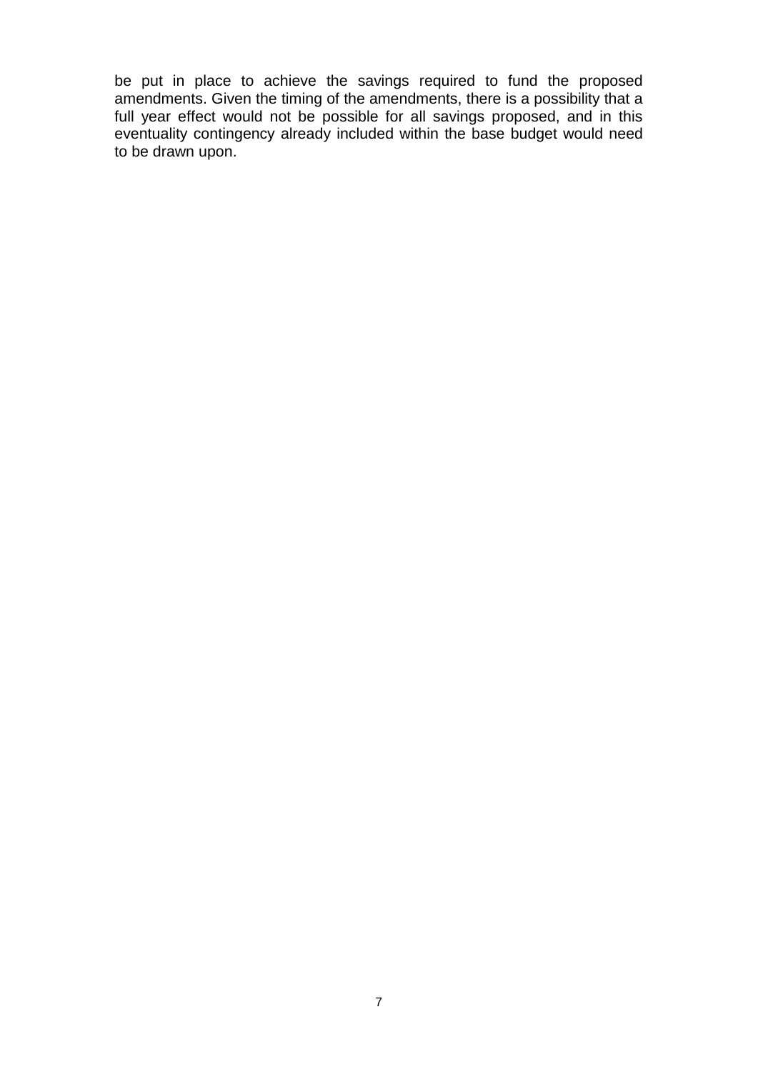be put in place to achieve the savings required to fund the proposed amendments. Given the timing of the amendments, there is a possibility that a full year effect would not be possible for all savings proposed, and in this eventuality contingency already included within the base budget would need to be drawn upon.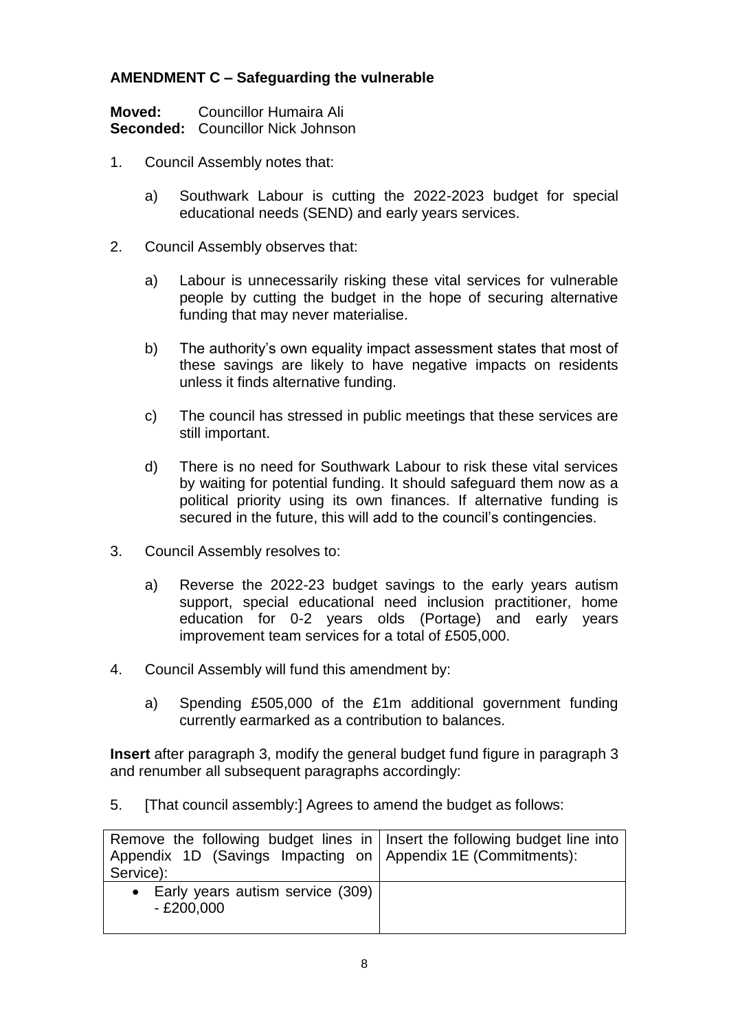**AMENDMENT C – Safeguarding the vulnerable**

**Moved:** Councillor Humaira Ali
**Seconded:** Councillor Nick Johnson

1. Council Assembly notes that:

   a) Southwark Labour is cutting the 2022-2023 budget for special educational needs (SEND) and early years services.

2. Council Assembly observes that:

   a) Labour is unnecessarily risking these vital services for vulnerable people by cutting the budget in the hope of securing alternative funding that may never materialise.

   b) The authority's own equality impact assessment states that most of these savings are likely to have negative impacts on residents unless it finds alternative funding.

   c) The council has stressed in public meetings that these services are still important.

   d) There is no need for Southwark Labour to risk these vital services by waiting for potential funding. It should safeguard them now as a political priority using its own finances. If alternative funding is secured in the future, this will add to the council's contingencies.

3. Council Assembly resolves to:

   a) Reverse the 2022-23 budget savings to the early years autism support, special educational need inclusion practitioner, home education for 0-2 years olds (Portage) and early years improvement team services for a total of £505,000.

4. Council Assembly will fund this amendment by:

   a) Spending £505,000 of the £1m additional government funding currently earmarked as a contribution to balances.

**Insert** after paragraph 3, modify the general budget fund figure in paragraph 3 and renumber all subsequent paragraphs accordingly:

5. [That council assembly:] Agrees to amend the budget as follows:

| Remove the following budget lines in Appendix 1D (Savings Impacting on Service): | Insert the following budget line into Appendix 1E (Commitments): |
|---|---|
| • Early years autism service (309) - £200,000 | |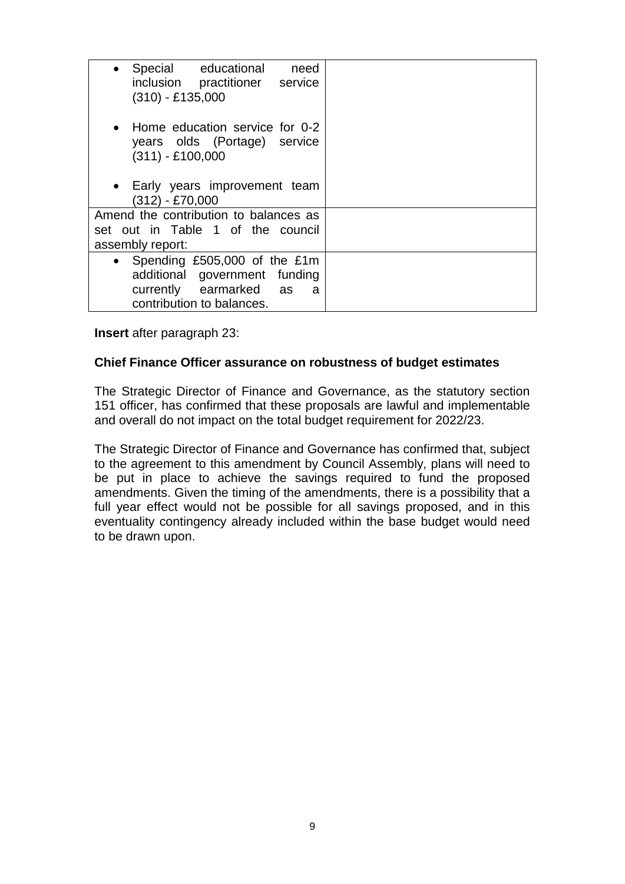| | |
|---|---|
| • Special educational need inclusion practitioner service (310) - £135,000<br><br>• Home education service for 0-2 years olds (Portage) service (311) - £100,000<br><br>• Early years improvement team (312) - £70,000 | |
| Amend the contribution to balances as set out in Table 1 of the council assembly report: | |
| • Spending £505,000 of the £1m additional government funding currently earmarked as a contribution to balances. | |

**Insert** after paragraph 23:

**Chief Finance Officer assurance on robustness of budget estimates**

The Strategic Director of Finance and Governance, as the statutory section 151 officer, has confirmed that these proposals are lawful and implementable and overall do not impact on the total budget requirement for 2022/23.

The Strategic Director of Finance and Governance has confirmed that, subject to the agreement to this amendment by Council Assembly, plans will need to be put in place to achieve the savings required to fund the proposed amendments. Given the timing of the amendments, there is a possibility that a full year effect would not be possible for all savings proposed, and in this eventuality contingency already included within the base budget would need to be drawn upon.